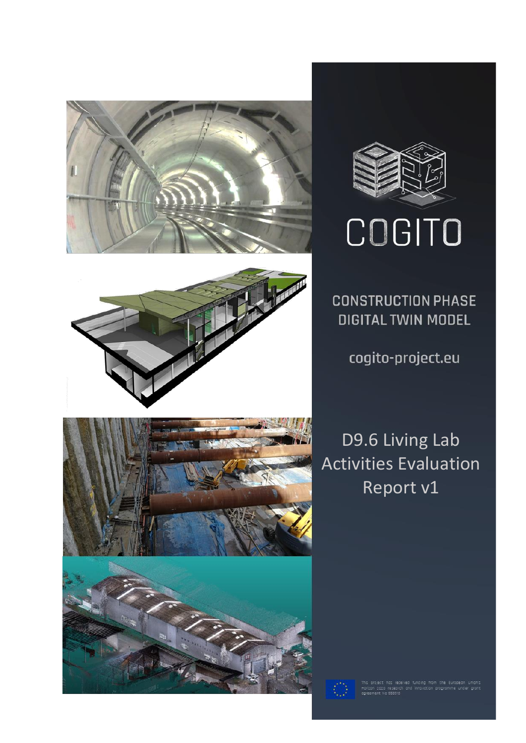COGITO

CONSTRUCTION PHASE DIGITAL TWIN MODEL

cogito-project.eu

# D9.6 Living Lab Activities Evaluation Report v1

This project has received funding from the European Union's Horizon 2020 research and innovation programme under grant agreement No 958310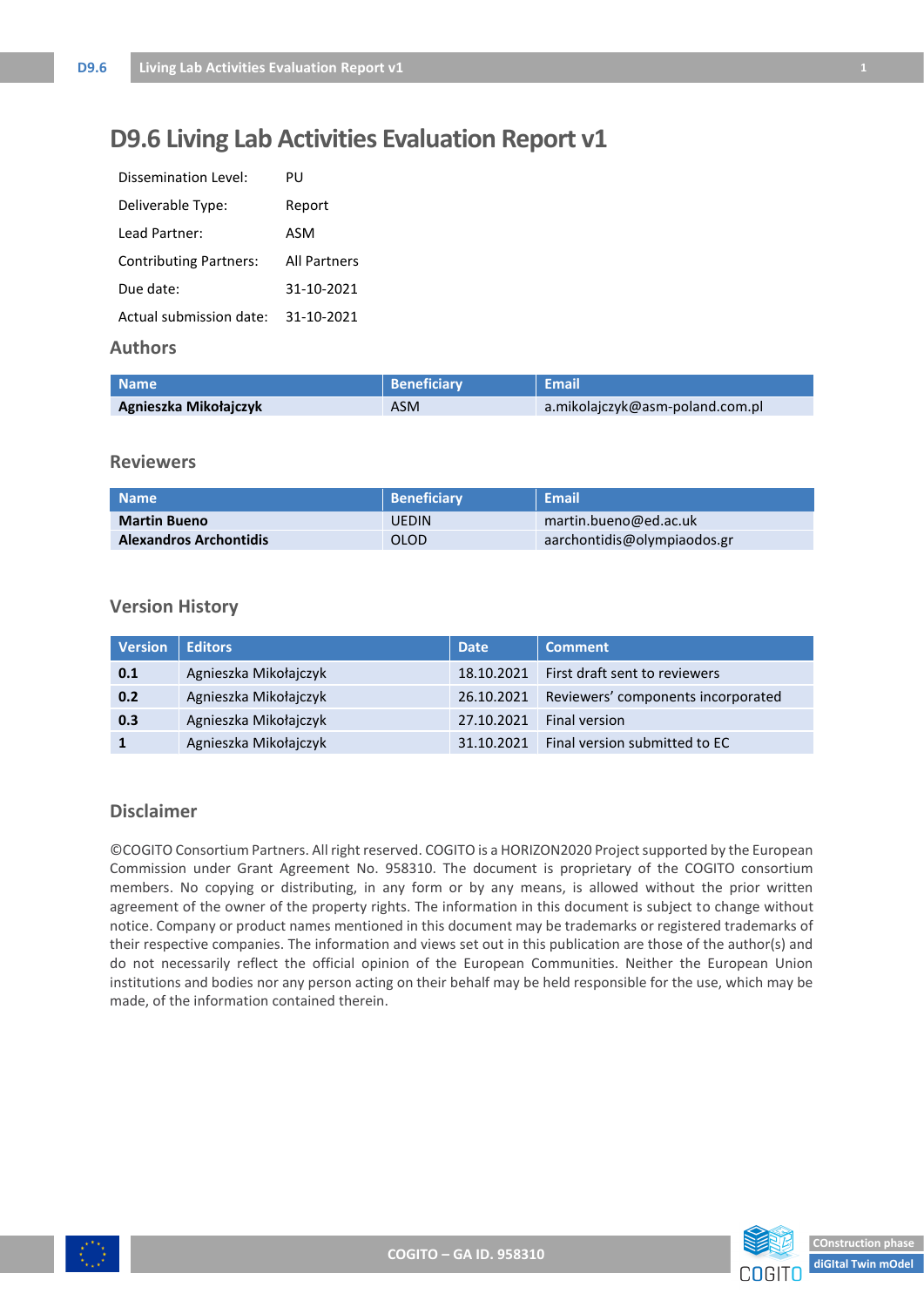# D9.6 Living Lab Activities Evaluation Report v1

| | |
|---|---|
| Dissemination Level: | PU |
| Deliverable Type: | Report |
| Lead Partner: | ASM |
| Contributing Partners: | All Partners |
| Due date: | 31-10-2021 |
| Actual submission date: | 31-10-2021 |

## Authors

| Name | Beneficiary | Email |
|---|---|---|
| **Agnieszka Mikołajczyk** | ASM | a.mikolajczyk@asm-poland.com.pl |

## Reviewers

| Name | Beneficiary | Email |
|---|---|---|
| **Martin Bueno** | UEDIN | martin.bueno@ed.ac.uk |
| **Alexandros Archontidis** | OLOD | aarchontidis@olympiaodos.gr |

## Version History

| Version | Editors | Date | Comment |
|---|---|---|---|
| **0.1** | Agnieszka Mikołajczyk | 18.10.2021 | First draft sent to reviewers |
| **0.2** | Agnieszka Mikołajczyk | 26.10.2021 | Reviewers' components incorporated |
| **0.3** | Agnieszka Mikołajczyk | 27.10.2021 | Final version |
| **1** | Agnieszka Mikołajczyk | 31.10.2021 | Final version submitted to EC |

## Disclaimer

©COGITO Consortium Partners. All right reserved. COGITO is a HORIZON2020 Project supported by the European Commission under Grant Agreement No. 958310. The document is proprietary of the COGITO consortium members. No copying or distributing, in any form or by any means, is allowed without the prior written agreement of the owner of the property rights. The information in this document is subject to change without notice. Company or product names mentioned in this document may be trademarks or registered trademarks of their respective companies. The information and views set out in this publication are those of the author(s) and do not necessarily reflect the official opinion of the European Communities. Neither the European Union institutions and bodies nor any person acting on their behalf may be held responsible for the use, which may be made, of the information contained therein.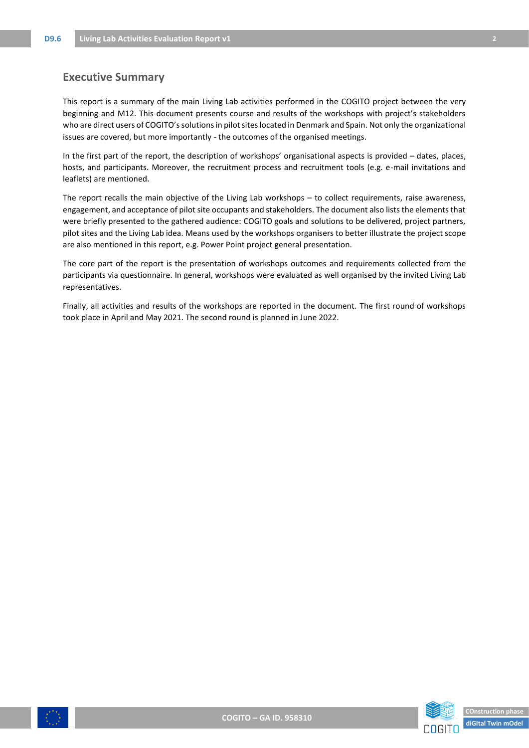## Executive Summary

This report is a summary of the main Living Lab activities performed in the COGITO project between the very beginning and M12. This document presents course and results of the workshops with project's stakeholders who are direct users of COGITO's solutions in pilot sites located in Denmark and Spain. Not only the organizational issues are covered, but more importantly - the outcomes of the organised meetings.

In the first part of the report, the description of workshops' organisational aspects is provided – dates, places, hosts, and participants. Moreover, the recruitment process and recruitment tools (e.g. e-mail invitations and leaflets) are mentioned.

The report recalls the main objective of the Living Lab workshops – to collect requirements, raise awareness, engagement, and acceptance of pilot site occupants and stakeholders. The document also lists the elements that were briefly presented to the gathered audience: COGITO goals and solutions to be delivered, project partners, pilot sites and the Living Lab idea. Means used by the workshops organisers to better illustrate the project scope are also mentioned in this report, e.g. Power Point project general presentation.

The core part of the report is the presentation of workshops outcomes and requirements collected from the participants via questionnaire. In general, workshops were evaluated as well organised by the invited Living Lab representatives.

Finally, all activities and results of the workshops are reported in the document. The first round of workshops took place in April and May 2021. The second round is planned in June 2022.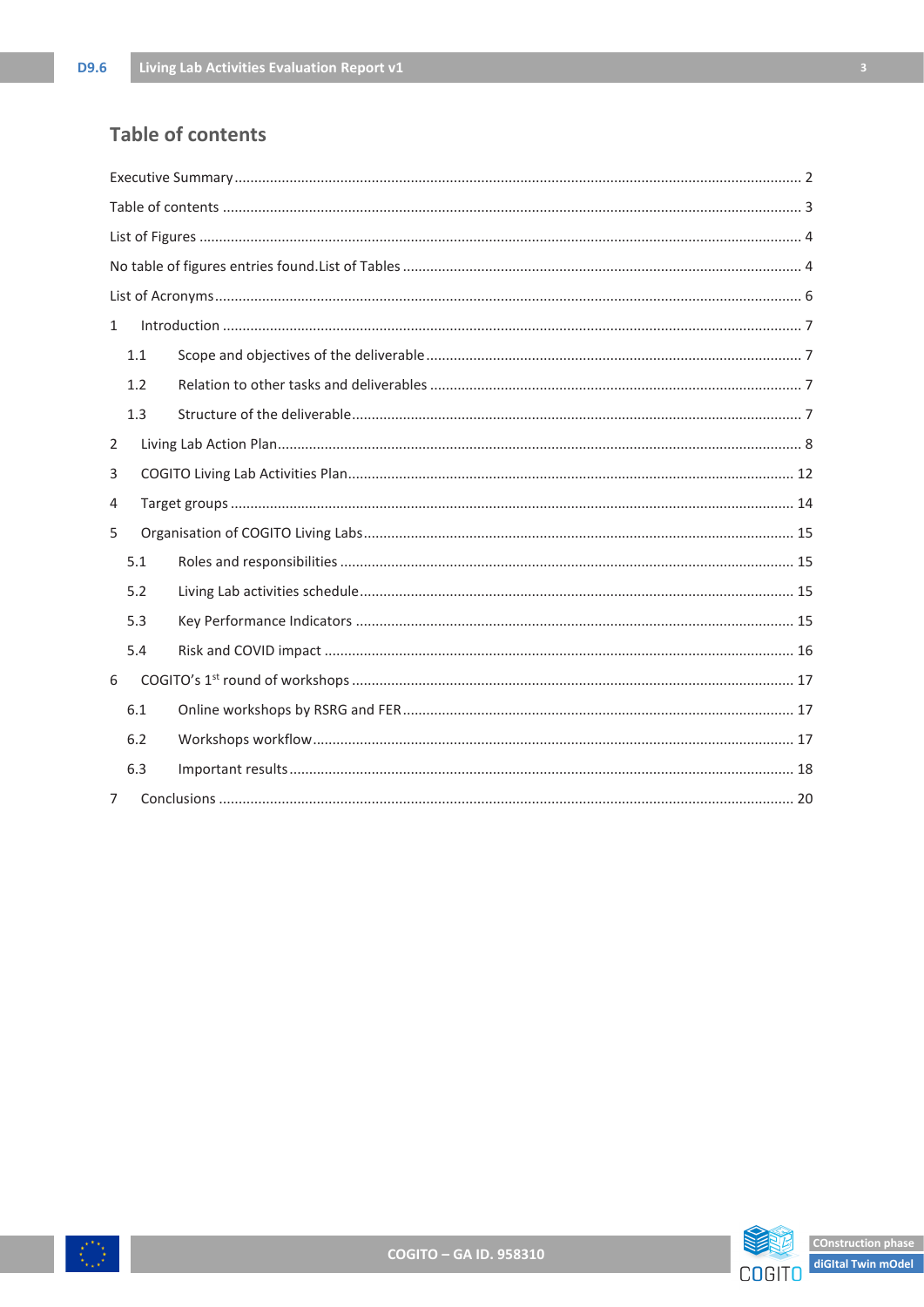# Table of contents

Executive Summary ........................................................................................................................................ 2

Table of contents .......................................................................................................................................... 3

List of Figures ................................................................................................................................................ 4

No table of figures entries found.List of Tables ............................................................................................ 4

List of Acronyms ............................................................................................................................................ 6

1 Introduction .......................................................................................................................................... 7

1.1 Scope and objectives of the deliverable ....................................................................................... 7

1.2 Relation to other tasks and deliverables ....................................................................................... 7

1.3 Structure of the deliverable .......................................................................................................... 7

2 Living Lab Action Plan ............................................................................................................................ 8

3 COGITO Living Lab Activities Plan ........................................................................................................ 12

4 Target groups ...................................................................................................................................... 14

5 Organisation of COGITO Living Labs .................................................................................................... 15

5.1 Roles and responsibilities ............................................................................................................ 15

5.2 Living Lab activities schedule ....................................................................................................... 15

5.3 Key Performance Indicators ........................................................................................................ 15

5.4 Risk and COVID impact ................................................................................................................ 16

6 COGITO's 1st round of workshops ....................................................................................................... 17

6.1 Online workshops by RSRG and FER ............................................................................................ 17

6.2 Workshops workflow ................................................................................................................... 17

6.3 Important results ......................................................................................................................... 18

7 Conclusions ......................................................................................................................................... 20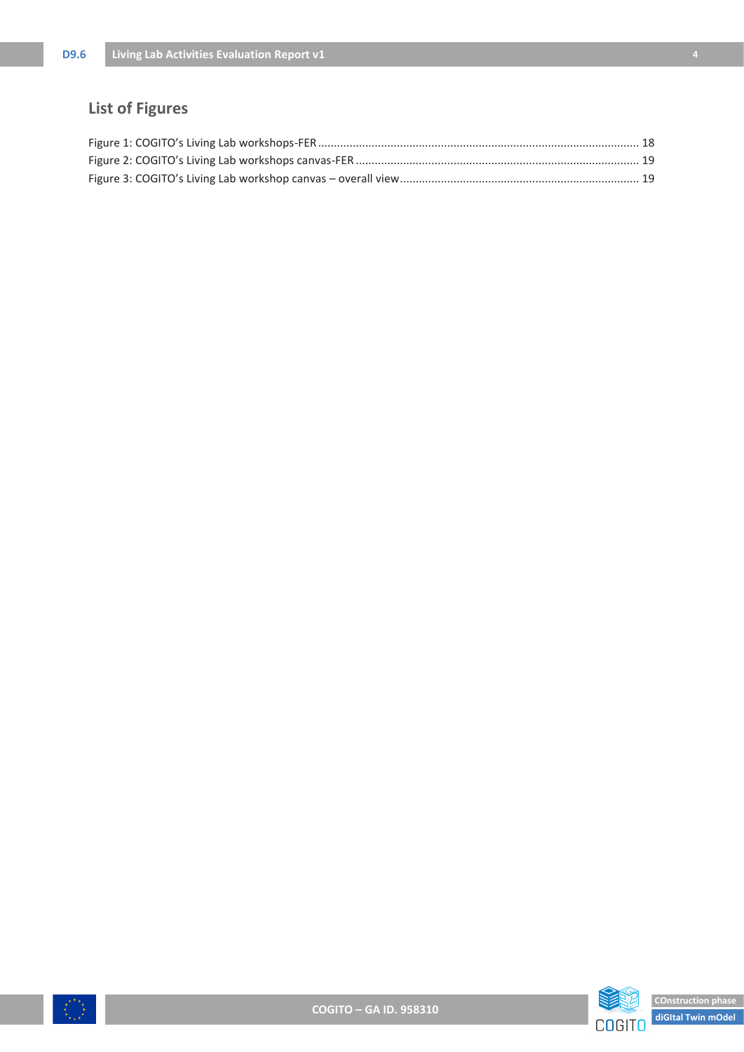## List of Figures

Figure 1: COGITO’s Living Lab workshops-FER ..................................................................................................... 18
Figure 2: COGITO’s Living Lab workshops canvas-FER ......................................................................................... 19
Figure 3: COGITO’s Living Lab workshop canvas – overall view ........................................................................... 19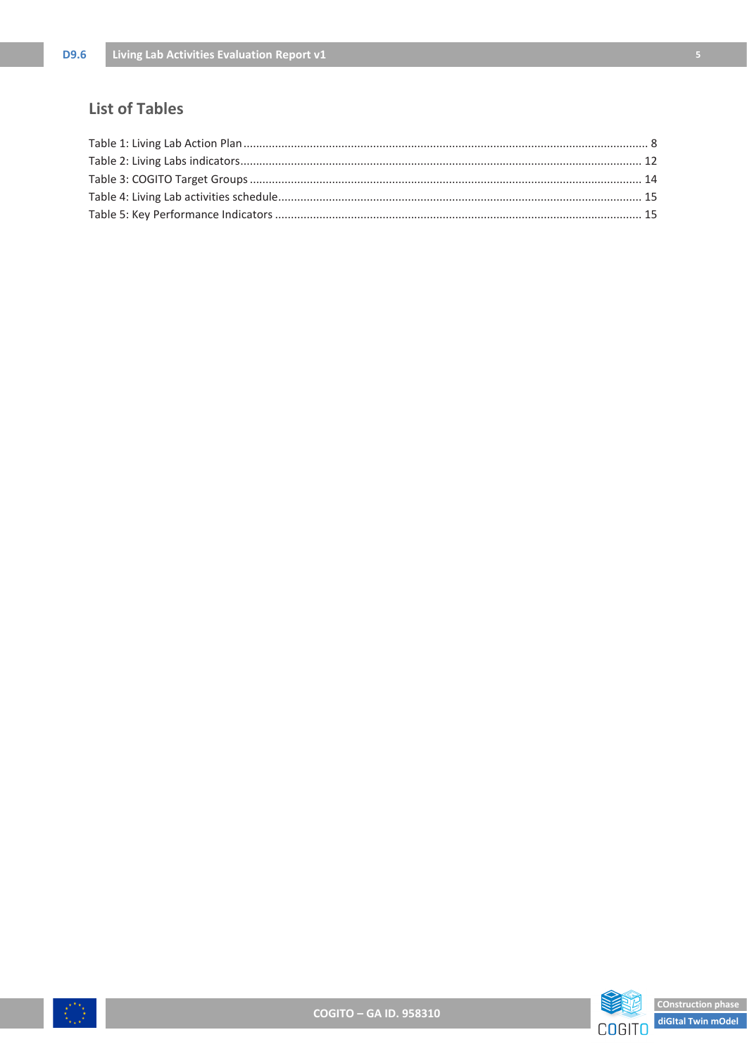## List of Tables

Table 1: Living Lab Action Plan ........................................................................................................................ 8

Table 2: Living Labs indicators........................................................................................................................ 12

Table 3: COGITO Target Groups ...................................................................................................................... 14

Table 4: Living Lab activities schedule............................................................................................................. 15

Table 5: Key Performance Indicators .............................................................................................................. 15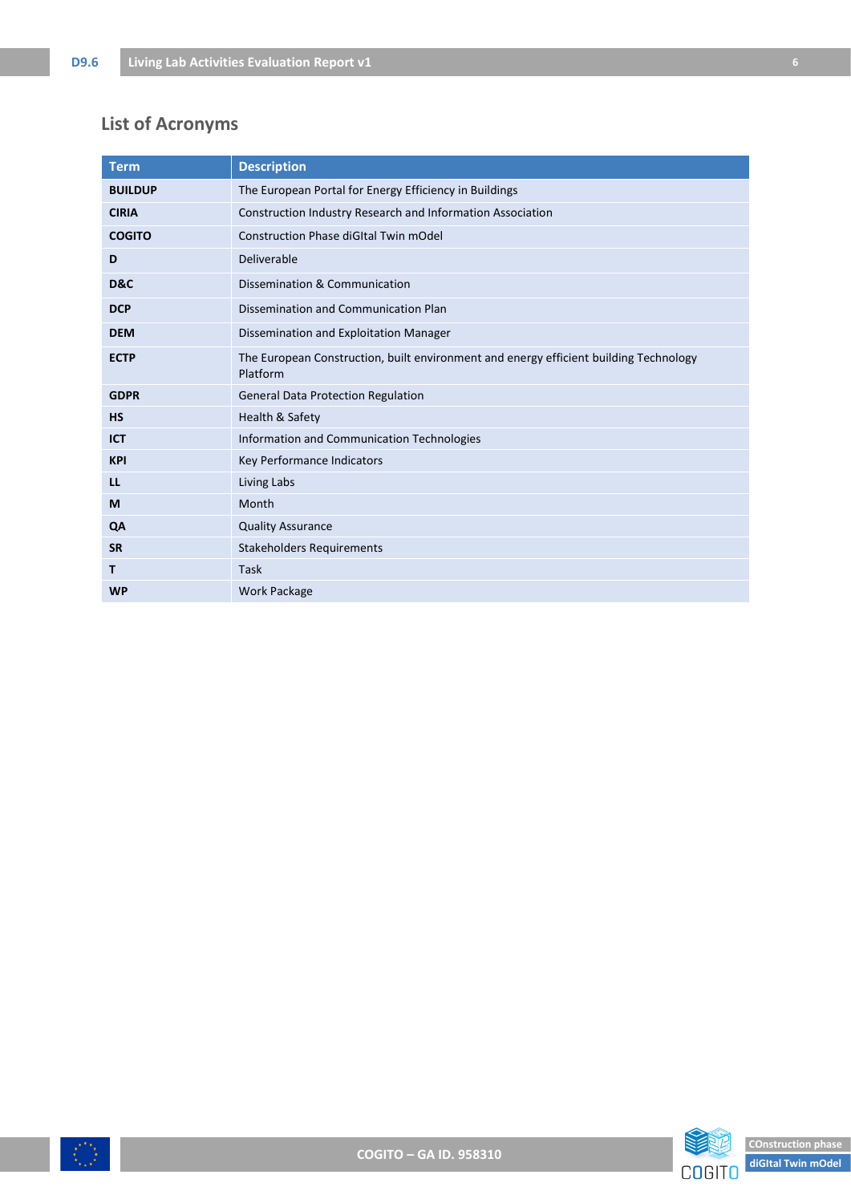## List of Acronyms

| Term | Description |
| --- | --- |
| **BUILDUP** | The European Portal for Energy Efficiency in Buildings |
| **CIRIA** | Construction Industry Research and Information Association |
| **COGITO** | Construction Phase diGItal Twin mOdel |
| **D** | Deliverable |
| **D&C** | Dissemination & Communication |
| **DCP** | Dissemination and Communication Plan |
| **DEM** | Dissemination and Exploitation Manager |
| **ECTP** | The European Construction, built environment and energy efficient building Technology Platform |
| **GDPR** | General Data Protection Regulation |
| **HS** | Health & Safety |
| **ICT** | Information and Communication Technologies |
| **KPI** | Key Performance Indicators |
| **LL** | Living Labs |
| **M** | Month |
| **QA** | Quality Assurance |
| **SR** | Stakeholders Requirements |
| **T** | Task |
| **WP** | Work Package |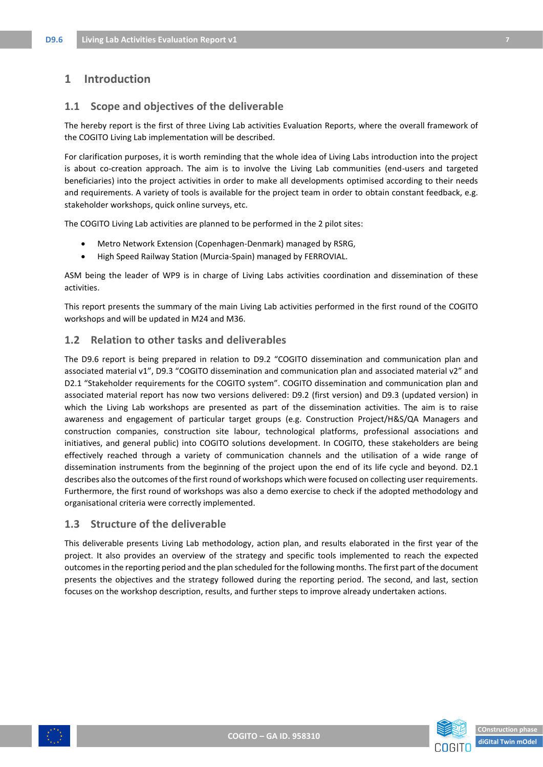# 1 Introduction

## 1.1 Scope and objectives of the deliverable

The hereby report is the first of three Living Lab activities Evaluation Reports, where the overall framework of the COGITO Living Lab implementation will be described.

For clarification purposes, it is worth reminding that the whole idea of Living Labs introduction into the project is about co-creation approach. The aim is to involve the Living Lab communities (end-users and targeted beneficiaries) into the project activities in order to make all developments optimised according to their needs and requirements. A variety of tools is available for the project team in order to obtain constant feedback, e.g. stakeholder workshops, quick online surveys, etc.

The COGITO Living Lab activities are planned to be performed in the 2 pilot sites:

- Metro Network Extension (Copenhagen-Denmark) managed by RSRG,
- High Speed Railway Station (Murcia-Spain) managed by FERROVIAL.

ASM being the leader of WP9 is in charge of Living Labs activities coordination and dissemination of these activities.

This report presents the summary of the main Living Lab activities performed in the first round of the COGITO workshops and will be updated in M24 and M36.

## 1.2 Relation to other tasks and deliverables

The D9.6 report is being prepared in relation to D9.2 "COGITO dissemination and communication plan and associated material v1", D9.3 "COGITO dissemination and communication plan and associated material v2" and D2.1 "Stakeholder requirements for the COGITO system". COGITO dissemination and communication plan and associated material report has now two versions delivered: D9.2 (first version) and D9.3 (updated version) in which the Living Lab workshops are presented as part of the dissemination activities. The aim is to raise awareness and engagement of particular target groups (e.g. Construction Project/H&S/QA Managers and construction companies, construction site labour, technological platforms, professional associations and initiatives, and general public) into COGITO solutions development. In COGITO, these stakeholders are being effectively reached through a variety of communication channels and the utilisation of a wide range of dissemination instruments from the beginning of the project upon the end of its life cycle and beyond. D2.1 describes also the outcomes of the first round of workshops which were focused on collecting user requirements. Furthermore, the first round of workshops was also a demo exercise to check if the adopted methodology and organisational criteria were correctly implemented.

## 1.3 Structure of the deliverable

This deliverable presents Living Lab methodology, action plan, and results elaborated in the first year of the project. It also provides an overview of the strategy and specific tools implemented to reach the expected outcomes in the reporting period and the plan scheduled for the following months. The first part of the document presents the objectives and the strategy followed during the reporting period. The second, and last, section focuses on the workshop description, results, and further steps to improve already undertaken actions.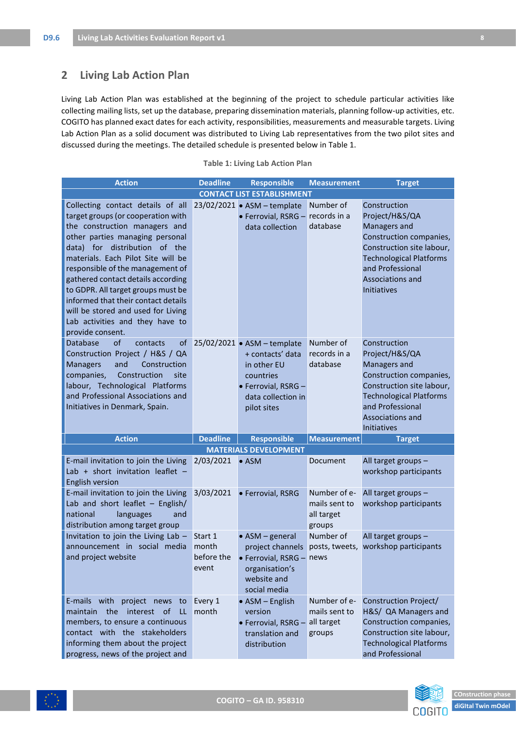## 2 Living Lab Action Plan

Living Lab Action Plan was established at the beginning of the project to schedule particular activities like collecting mailing lists, set up the database, preparing dissemination materials, planning follow-up activities, etc. COGITO has planned exact dates for each activity, responsibilities, measurements and measurable targets. Living Lab Action Plan as a solid document was distributed to Living Lab representatives from the two pilot sites and discussed during the meetings. The detailed schedule is presented below in Table 1.

Table 1: Living Lab Action Plan

| Action | Deadline | Responsible | Measurement | Target |
|---|---|---|---|---|
| **CONTACT LIST ESTABLISHMENT** | | | | |
| Collecting contact details of all target groups (or cooperation with the construction managers and other parties managing personal data) for distribution of the materials. Each Pilot Site will be responsible of the management of gathered contact details according to GDPR. All target groups must be informed that their contact details will be stored and used for Living Lab activities and they have to provide consent. | 23/02/2021 | • ASM – template<br>• Ferrovial, RSRG – data collection | Number of records in a database | Construction Project/H&S/QA Managers and Construction companies, Construction site labour, Technological Platforms and Professional Associations and Initiatives |
| Database of contacts of Construction Project / H&S / QA Managers and Construction companies, Construction site labour, Technological Platforms and Professional Associations and Initiatives in Denmark, Spain. | 25/02/2021 | • ASM – template + contacts' data in other EU countries<br>• Ferrovial, RSRG – data collection in pilot sites | Number of records in a database | Construction Project/H&S/QA Managers and Construction companies, Construction site labour, Technological Platforms and Professional Associations and Initiatives |
| **MATERIALS DEVELOPMENT** | | | | |
| E-mail invitation to join the Living Lab + short invitation leaflet – English version | 2/03/2021 | • ASM | Document | All target groups – workshop participants |
| E-mail invitation to join the Living Lab and short leaflet – English/ national languages and distribution among target group | 3/03/2021 | • Ferrovial, RSRG | Number of e-mails sent to all target groups | All target groups – workshop participants |
| Invitation to join the Living Lab – announcement in social media and project website | Start 1 month before the event | • ASM – general project channels<br>• Ferrovial, RSRG – organisation's website and social media | Number of posts, tweets, news | All target groups – workshop participants |
| E-mails with project news to maintain the interest of LL members, to ensure a continuous contact with the stakeholders informing them about the project progress, news of the project and | Every 1 month | • ASM – English version<br>• Ferrovial, RSRG – translation and distribution | Number of e-mails sent to all target groups | Construction Project/ H&S/ QA Managers and Construction companies, Construction site labour, Technological Platforms and Professional |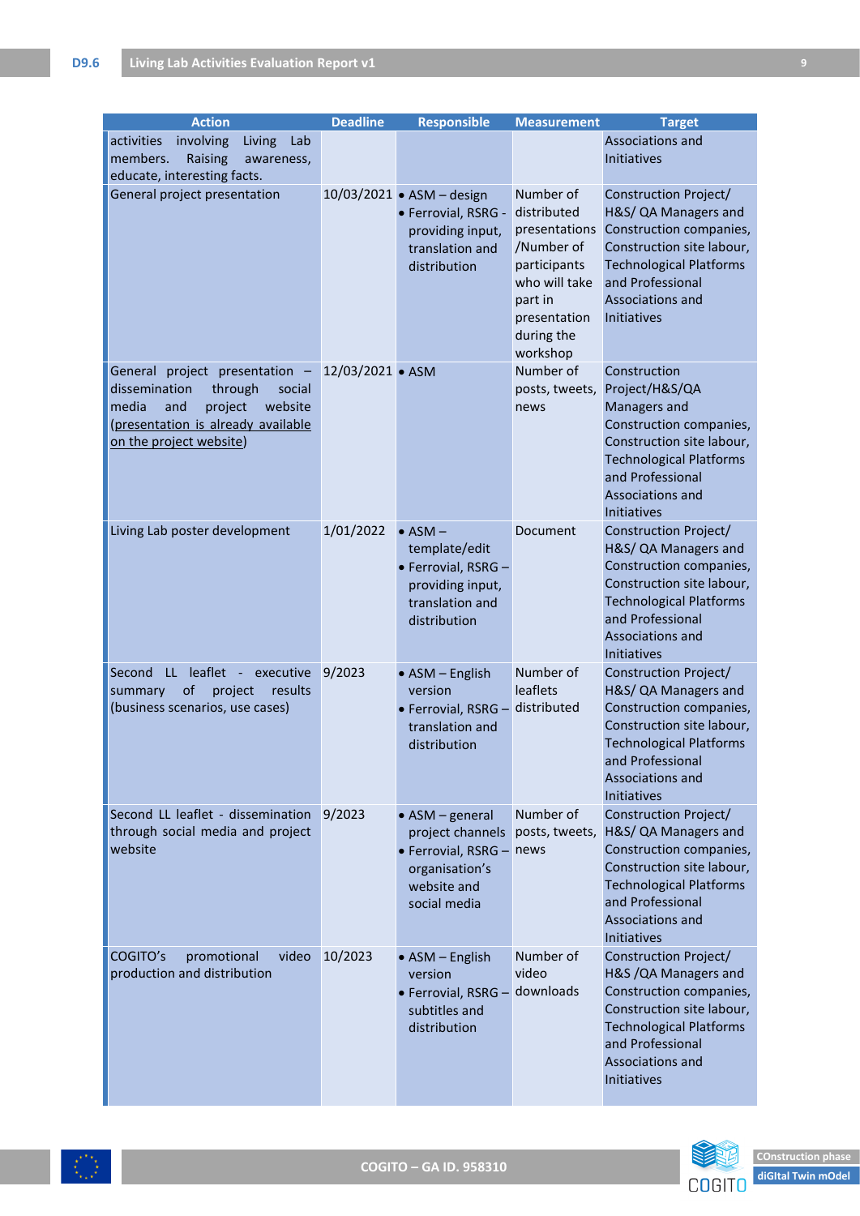| Action | Deadline | Responsible | Measurement | Target |
| --- | --- | --- | --- | --- |
| activities involving Living Lab members. Raising awareness, educate, interesting facts. | | | | Associations and Initiatives |
| General project presentation | 10/03/2021 | • ASM – design<br>• Ferrovial, RSRG - providing input, translation and distribution | Number of distributed presentations /Number of participants who will take part in presentation during the workshop | Construction Project/ H&S/ QA Managers and Construction companies, Construction site labour, Technological Platforms and Professional Associations and Initiatives |
| General project presentation – dissemination through social media and project website (presentation is already available on the project website) | 12/03/2021 | • ASM | Number of posts, tweets, news | Construction Project/H&S/QA Managers and Construction companies, Construction site labour, Technological Platforms and Professional Associations and Initiatives |
| Living Lab poster development | 1/01/2022 | • ASM – template/edit<br>• Ferrovial, RSRG – providing input, translation and distribution | Document | Construction Project/ H&S/ QA Managers and Construction companies, Construction site labour, Technological Platforms and Professional Associations and Initiatives |
| Second LL leaflet - executive summary of project results (business scenarios, use cases) | 9/2023 | • ASM – English version<br>• Ferrovial, RSRG – translation and distribution | Number of leaflets distributed | Construction Project/ H&S/ QA Managers and Construction companies, Construction site labour, Technological Platforms and Professional Associations and Initiatives |
| Second LL leaflet - dissemination through social media and project website | 9/2023 | • ASM – general project channels<br>• Ferrovial, RSRG – organisation's website and social media | Number of posts, tweets, news | Construction Project/ H&S/ QA Managers and Construction companies, Construction site labour, Technological Platforms and Professional Associations and Initiatives |
| COGITO's promotional video production and distribution | 10/2023 | • ASM – English version<br>• Ferrovial, RSRG – subtitles and distribution | Number of video downloads | Construction Project/ H&S /QA Managers and Construction companies, Construction site labour, Technological Platforms and Professional Associations and Initiatives |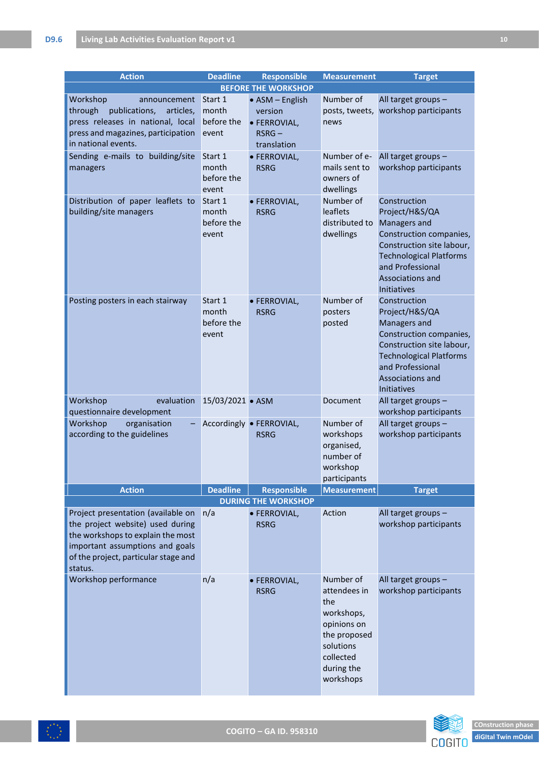| Action | Deadline | Responsible | Measurement | Target |
|---|---|---|---|---|
| **BEFORE THE WORKSHOP** | | | | |
| Workshop announcement through publications, articles, press releases in national, local press and magazines, participation in national events. | Start 1 month before the event | • ASM – English version<br>• FERROVIAL, RSRG – translation | Number of posts, tweets, news | All target groups – workshop participants |
| Sending e-mails to building/site managers | Start 1 month before the event | • FERROVIAL, RSRG | Number of e-mails sent to owners of dwellings | All target groups – workshop participants |
| Distribution of paper leaflets to building/site managers | Start 1 month before the event | • FERROVIAL, RSRG | Number of leaflets distributed to dwellings | Construction Project/H&S/QA Managers and Construction companies, Construction site labour, Technological Platforms and Professional Associations and Initiatives |
| Posting posters in each stairway | Start 1 month before the event | • FERROVIAL, RSRG | Number of posters posted | Construction Project/H&S/QA Managers and Construction companies, Construction site labour, Technological Platforms and Professional Associations and Initiatives |
| Workshop evaluation questionnaire development | 15/03/2021 | • ASM | Document | All target groups – workshop participants |
| Workshop organisation – according to the guidelines | Accordingly | • FERROVIAL, RSRG | Number of workshops organised, number of workshop participants | All target groups – workshop participants |
| **Action** | **Deadline** | **Responsible** | **Measurement** | **Target** |
| **DURING THE WORKSHOP** | | | | |
| Project presentation (available on the project website) used during the workshops to explain the most important assumptions and goals of the project, particular stage and status. | n/a | • FERROVIAL, RSRG | Action | All target groups – workshop participants |
| Workshop performance | n/a | • FERROVIAL, RSRG | Number of attendees in the workshops, opinions on the proposed solutions collected during the workshops | All target groups – workshop participants |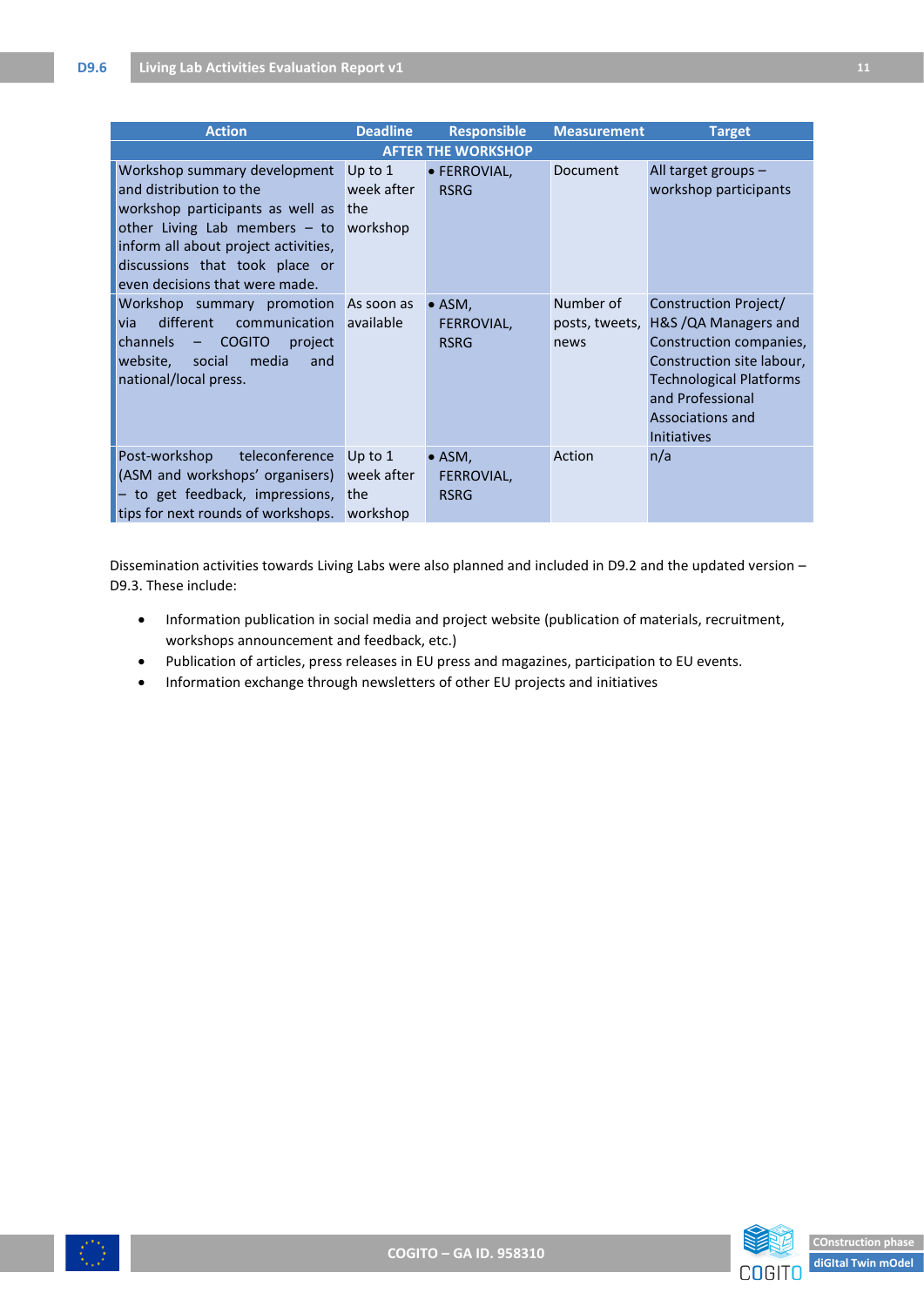| Action | Deadline | Responsible | Measurement | Target |
|---|---|---|---|---|
| **AFTER THE WORKSHOP** | | | | |
| Workshop summary development and distribution to the workshop participants as well as other Living Lab members – to inform all about project activities, discussions that took place or even decisions that were made. | Up to 1 week after the workshop | • FERROVIAL, RSRG | Document | All target groups – workshop participants |
| Workshop summary promotion via different communication channels – COGITO project website, social media and national/local press. | As soon as available | • ASM, FERROVIAL, RSRG | Number of posts, tweets, news | Construction Project/ H&S /QA Managers and Construction companies, Construction site labour, Technological Platforms and Professional Associations and Initiatives |
| Post-workshop teleconference (ASM and workshops' organisers) – to get feedback, impressions, tips for next rounds of workshops. | Up to 1 week after the workshop | • ASM, FERROVIAL, RSRG | Action | n/a |

Dissemination activities towards Living Labs were also planned and included in D9.2 and the updated version – D9.3. These include:

- Information publication in social media and project website (publication of materials, recruitment, workshops announcement and feedback, etc.)
- Publication of articles, press releases in EU press and magazines, participation to EU events.
- Information exchange through newsletters of other EU projects and initiatives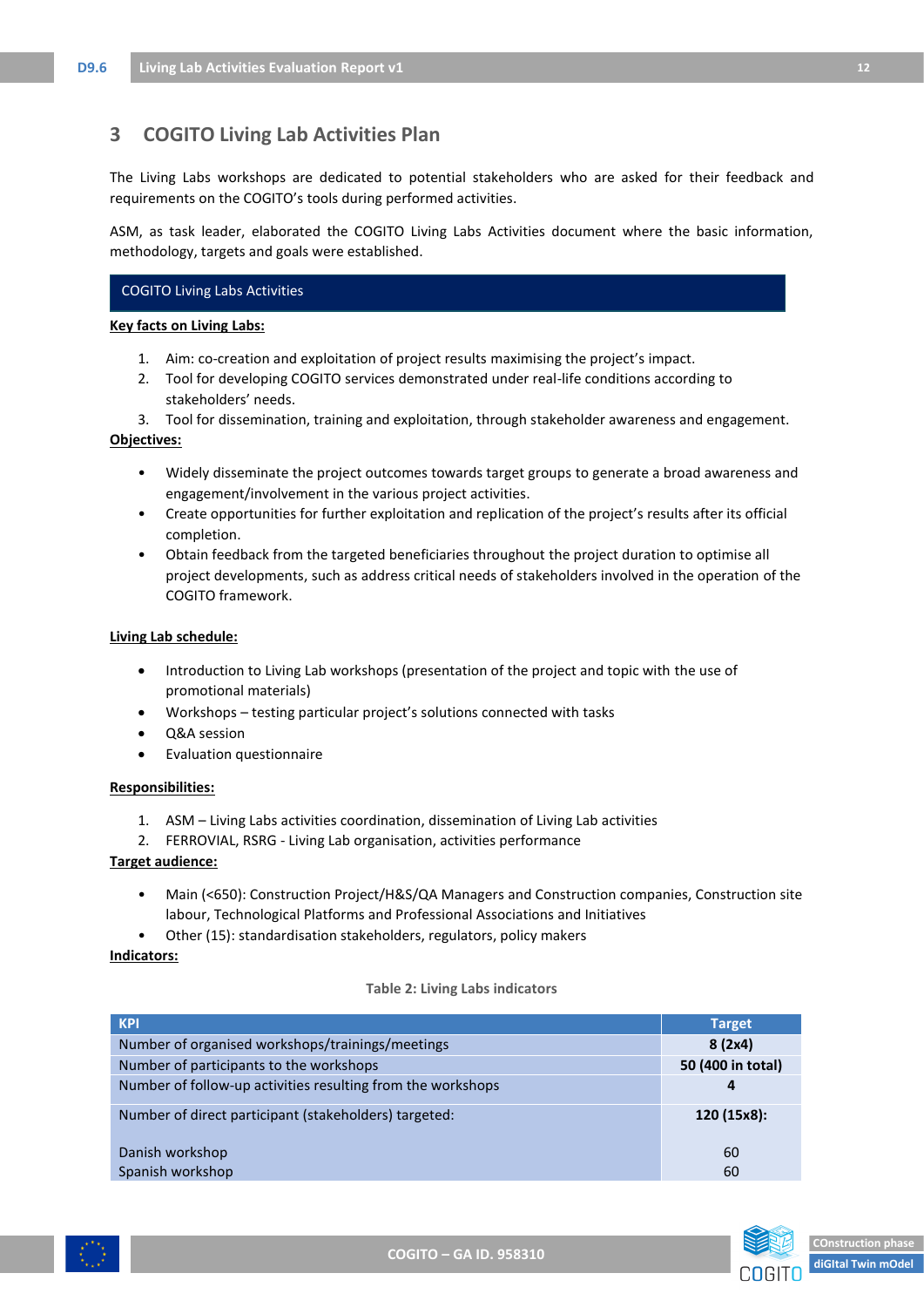## 3 COGITO Living Lab Activities Plan

The Living Labs workshops are dedicated to potential stakeholders who are asked for their feedback and requirements on the COGITO's tools during performed activities.

ASM, as task leader, elaborated the COGITO Living Labs Activities document where the basic information, methodology, targets and goals were established.

COGITO Living Labs Activities

**Key facts on Living Labs:**

1. Aim: co-creation and exploitation of project results maximising the project's impact.
2. Tool for developing COGITO services demonstrated under real-life conditions according to stakeholders' needs.
3. Tool for dissemination, training and exploitation, through stakeholder awareness and engagement.

**Objectives:**

- Widely disseminate the project outcomes towards target groups to generate a broad awareness and engagement/involvement in the various project activities.
- Create opportunities for further exploitation and replication of the project's results after its official completion.
- Obtain feedback from the targeted beneficiaries throughout the project duration to optimise all project developments, such as address critical needs of stakeholders involved in the operation of the COGITO framework.

**Living Lab schedule:**

- Introduction to Living Lab workshops (presentation of the project and topic with the use of promotional materials)
- Workshops – testing particular project's solutions connected with tasks
- Q&A session
- Evaluation questionnaire

**Responsibilities:**

1. ASM – Living Labs activities coordination, dissemination of Living Lab activities
2. FERROVIAL, RSRG - Living Lab organisation, activities performance

**Target audience:**

- Main (<650): Construction Project/H&S/QA Managers and Construction companies, Construction site labour, Technological Platforms and Professional Associations and Initiatives
- Other (15): standardisation stakeholders, regulators, policy makers

**Indicators:**

Table 2: Living Labs indicators

| KPI | Target |
|---|---|
| Number of organised workshops/trainings/meetings | **8 (2x4)** |
| Number of participants to the workshops | **50 (400 in total)** |
| Number of follow-up activities resulting from the workshops | **4** |
| Number of direct participant (stakeholders) targeted:<br><br>Danish workshop<br>Spanish workshop | **120 (15x8):**<br><br>60<br>60 |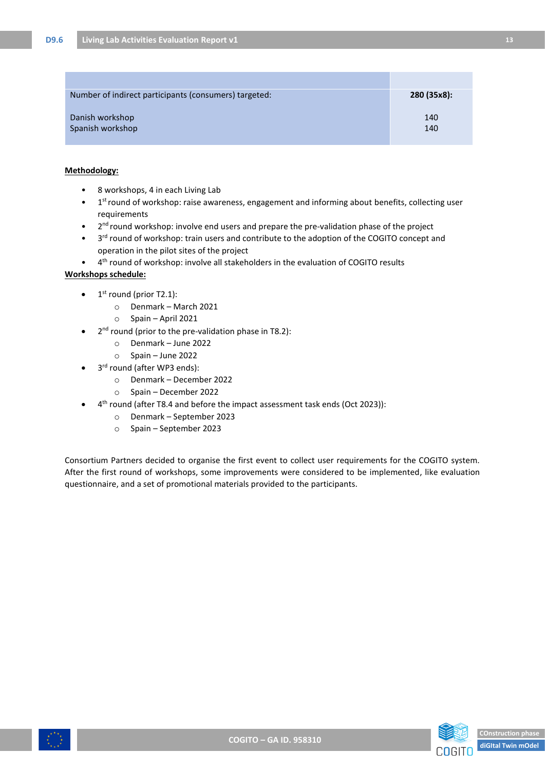| | |
|---|---|
| Number of indirect participants (consumers) targeted:<br><br>Danish workshop<br>Spanish workshop | **280 (35x8):**<br><br>140<br>140 |

**Methodology:**

- 8 workshops, 4 in each Living Lab
- 1st round of workshop: raise awareness, engagement and informing about benefits, collecting user requirements
- 2nd round workshop: involve end users and prepare the pre-validation phase of the project
- 3rd round of workshop: train users and contribute to the adoption of the COGITO concept and operation in the pilot sites of the project
- 4th round of workshop: involve all stakeholders in the evaluation of COGITO results

**Workshops schedule:**

- 1st round (prior T2.1):
  - Denmark – March 2021
  - Spain – April 2021
- 2nd round (prior to the pre-validation phase in T8.2):
  - Denmark – June 2022
  - Spain – June 2022
- 3rd round (after WP3 ends):
  - Denmark – December 2022
  - Spain – December 2022
- 4th round (after T8.4 and before the impact assessment task ends (Oct 2023)):
  - Denmark – September 2023
  - Spain – September 2023

Consortium Partners decided to organise the first event to collect user requirements for the COGITO system. After the first round of workshops, some improvements were considered to be implemented, like evaluation questionnaire, and a set of promotional materials provided to the participants.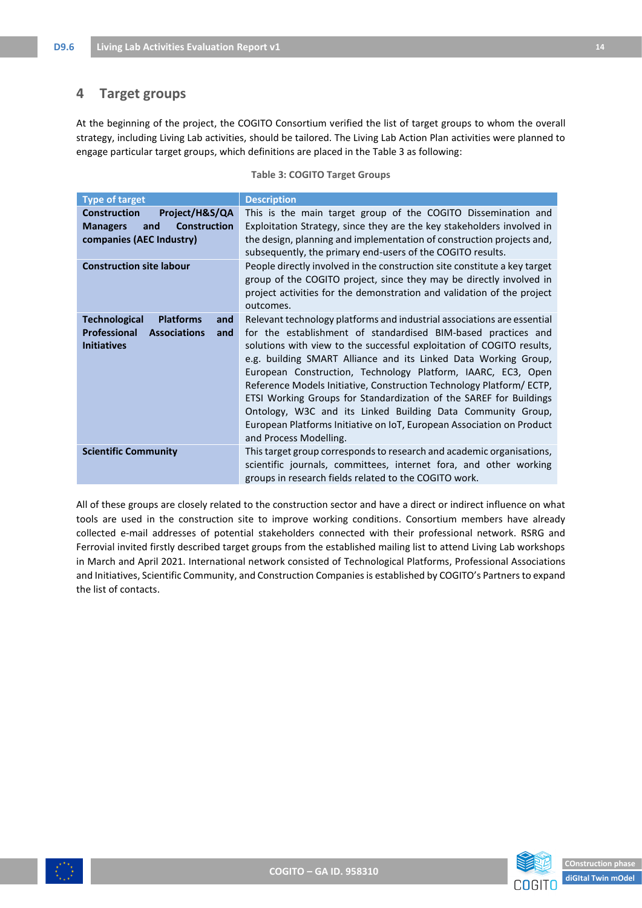# 4 Target groups

At the beginning of the project, the COGITO Consortium verified the list of target groups to whom the overall strategy, including Living Lab activities, should be tailored. The Living Lab Action Plan activities were planned to engage particular target groups, which definitions are placed in the Table 3 as following:

**Table 3: COGITO Target Groups**

| Type of target | Description |
|---|---|
| **Construction Project/H&S/QA Managers and Construction companies (AEC Industry)** | This is the main target group of the COGITO Dissemination and Exploitation Strategy, since they are the key stakeholders involved in the design, planning and implementation of construction projects and, subsequently, the primary end-users of the COGITO results. |
| **Construction site labour** | People directly involved in the construction site constitute a key target group of the COGITO project, since they may be directly involved in project activities for the demonstration and validation of the project outcomes. |
| **Technological Platforms and Professional Associations and Initiatives** | Relevant technology platforms and industrial associations are essential for the establishment of standardised BIM-based practices and solutions with view to the successful exploitation of COGITO results, e.g. building SMART Alliance and its Linked Data Working Group, European Construction, Technology Platform, IAARC, EC3, Open Reference Models Initiative, Construction Technology Platform/ ECTP, ETSI Working Groups for Standardization of the SAREF for Buildings Ontology, W3C and its Linked Building Data Community Group, European Platforms Initiative on IoT, European Association on Product and Process Modelling. |
| **Scientific Community** | This target group corresponds to research and academic organisations, scientific journals, committees, internet fora, and other working groups in research fields related to the COGITO work. |

All of these groups are closely related to the construction sector and have a direct or indirect influence on what tools are used in the construction site to improve working conditions. Consortium members have already collected e-mail addresses of potential stakeholders connected with their professional network. RSRG and Ferrovial invited firstly described target groups from the established mailing list to attend Living Lab workshops in March and April 2021. International network consisted of Technological Platforms, Professional Associations and Initiatives, Scientific Community, and Construction Companies is established by COGITO's Partners to expand the list of contacts.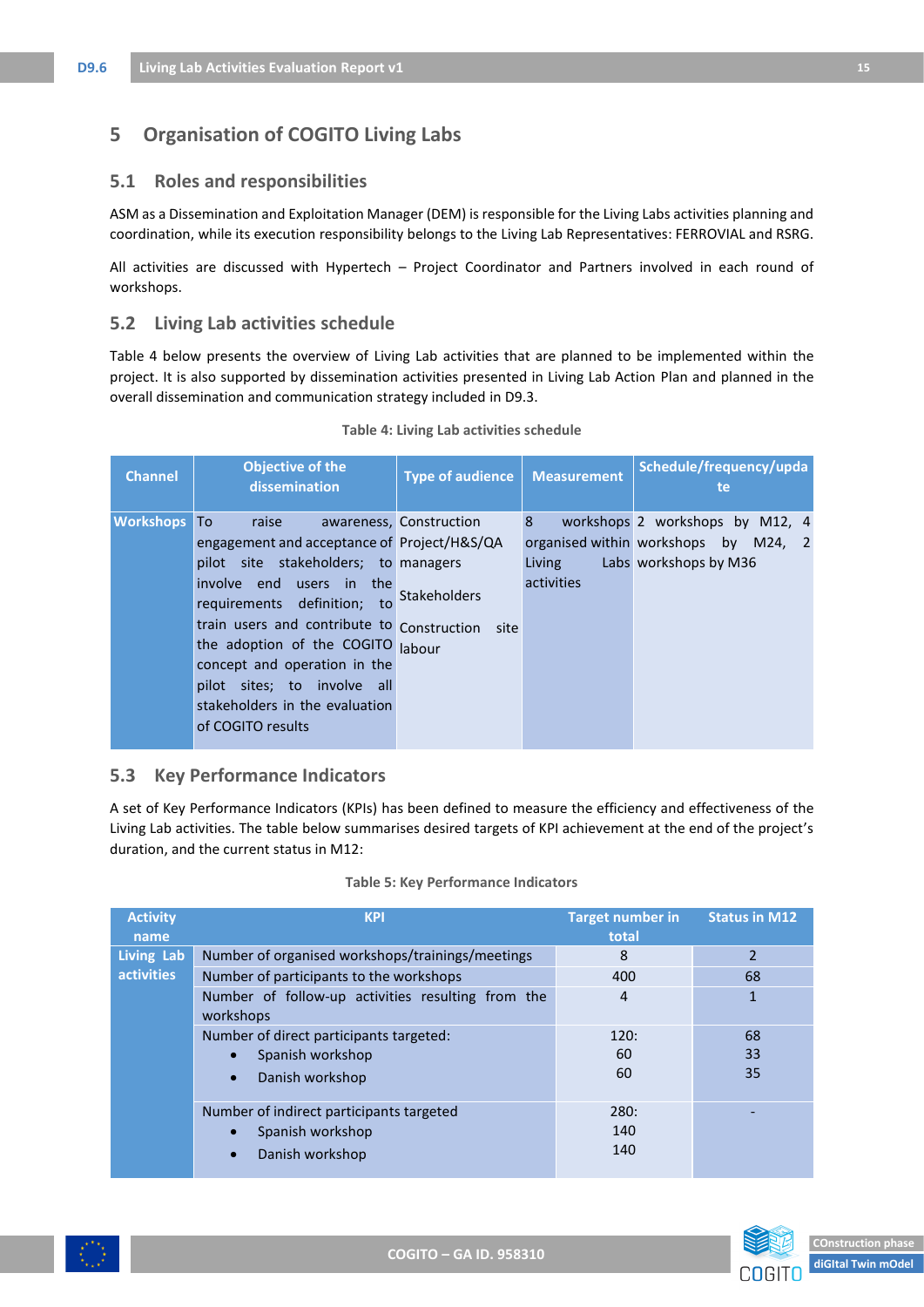# 5 Organisation of COGITO Living Labs

## 5.1 Roles and responsibilities

ASM as a Dissemination and Exploitation Manager (DEM) is responsible for the Living Labs activities planning and coordination, while its execution responsibility belongs to the Living Lab Representatives: FERROVIAL and RSRG.

All activities are discussed with Hypertech – Project Coordinator and Partners involved in each round of workshops.

## 5.2 Living Lab activities schedule

Table 4 below presents the overview of Living Lab activities that are planned to be implemented within the project. It is also supported by dissemination activities presented in Living Lab Action Plan and planned in the overall dissemination and communication strategy included in D9.3.

Table 4: Living Lab activities schedule

| Channel | Objective of the dissemination | Type of audience | Measurement | Schedule/frequency/update |
|---|---|---|---|---|
| Workshops | To raise awareness, engagement and acceptance of pilot site stakeholders; to involve end users in the requirements definition; to train users and contribute to the adoption of the COGITO concept and operation in the pilot sites; to involve all stakeholders in the evaluation of COGITO results | Construction Project/H&S/QA managers<br><br>Stakeholders<br><br>Construction site labour | 8 workshops organised within Living Labs activities | 2 workshops by M12, 4 workshops by M24, 2 workshops by M36 |

## 5.3 Key Performance Indicators

A set of Key Performance Indicators (KPIs) has been defined to measure the efficiency and effectiveness of the Living Lab activities. The table below summarises desired targets of KPI achievement at the end of the project's duration, and the current status in M12:

Table 5: Key Performance Indicators

| Activity name | KPI | Target number in total | Status in M12 |
|---|---|---|---|
| Living Lab activities | Number of organised workshops/trainings/meetings | 8 | 2 |
| | Number of participants to the workshops | 400 | 68 |
| | Number of follow-up activities resulting from the workshops | 4 | 1 |
| | Number of direct participants targeted:<br>• Spanish workshop<br>• Danish workshop | 120:<br>60<br>60 | 68<br>33<br>35 |
| | Number of indirect participants targeted<br>• Spanish workshop<br>• Danish workshop | 280:<br>140<br>140 | - |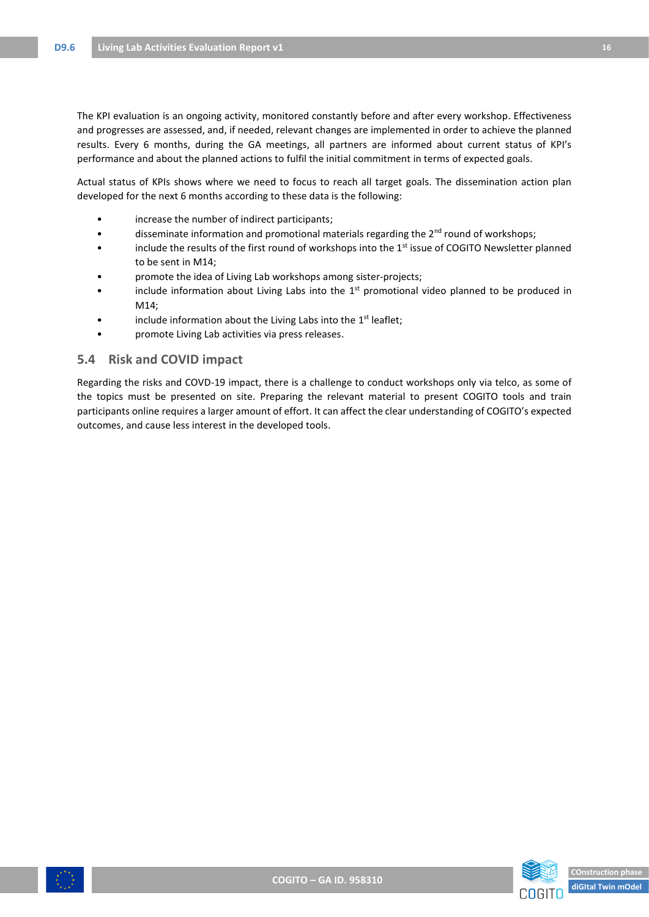The KPI evaluation is an ongoing activity, monitored constantly before and after every workshop. Effectiveness and progresses are assessed, and, if needed, relevant changes are implemented in order to achieve the planned results. Every 6 months, during the GA meetings, all partners are informed about current status of KPI's performance and about the planned actions to fulfil the initial commitment in terms of expected goals.

Actual status of KPIs shows where we need to focus to reach all target goals. The dissemination action plan developed for the next 6 months according to these data is the following:

- increase the number of indirect participants;
- disseminate information and promotional materials regarding the 2nd round of workshops;
- include the results of the first round of workshops into the 1st issue of COGITO Newsletter planned to be sent in M14;
- promote the idea of Living Lab workshops among sister-projects;
- include information about Living Labs into the 1st promotional video planned to be produced in M14;
- include information about the Living Labs into the 1st leaflet;
- promote Living Lab activities via press releases.

## 5.4 Risk and COVID impact

Regarding the risks and COVD-19 impact, there is a challenge to conduct workshops only via telco, as some of the topics must be presented on site. Preparing the relevant material to present COGITO tools and train participants online requires a larger amount of effort. It can affect the clear understanding of COGITO's expected outcomes, and cause less interest in the developed tools.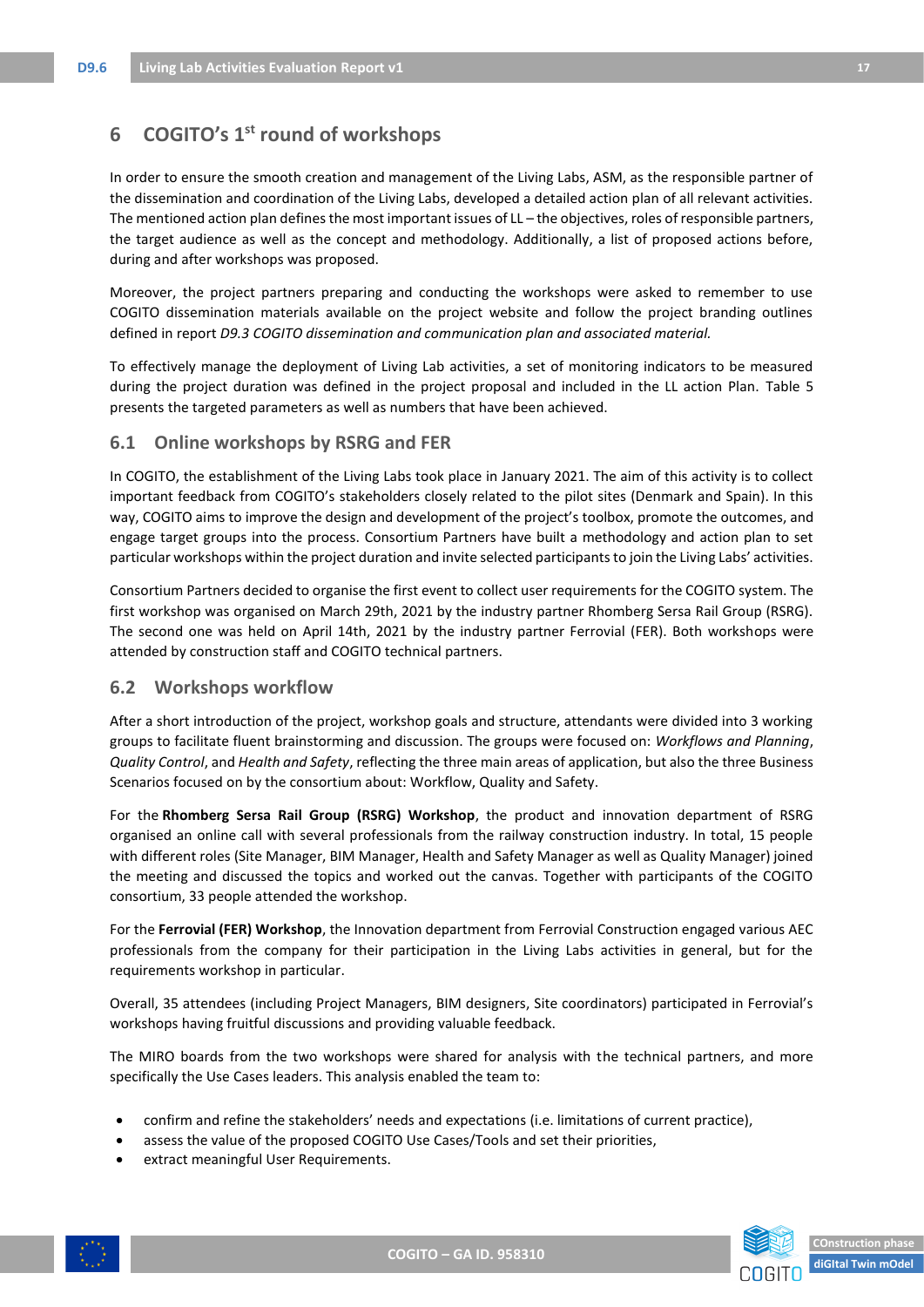# 6 COGITO's 1st round of workshops

In order to ensure the smooth creation and management of the Living Labs, ASM, as the responsible partner of the dissemination and coordination of the Living Labs, developed a detailed action plan of all relevant activities. The mentioned action plan defines the most important issues of LL – the objectives, roles of responsible partners, the target audience as well as the concept and methodology. Additionally, a list of proposed actions before, during and after workshops was proposed.

Moreover, the project partners preparing and conducting the workshops were asked to remember to use COGITO dissemination materials available on the project website and follow the project branding outlines defined in report *D9.3 COGITO dissemination and communication plan and associated material.*

To effectively manage the deployment of Living Lab activities, a set of monitoring indicators to be measured during the project duration was defined in the project proposal and included in the LL action Plan. Table 5 presents the targeted parameters as well as numbers that have been achieved.

## 6.1 Online workshops by RSRG and FER

In COGITO, the establishment of the Living Labs took place in January 2021. The aim of this activity is to collect important feedback from COGITO's stakeholders closely related to the pilot sites (Denmark and Spain). In this way, COGITO aims to improve the design and development of the project's toolbox, promote the outcomes, and engage target groups into the process. Consortium Partners have built a methodology and action plan to set particular workshops within the project duration and invite selected participants to join the Living Labs' activities.

Consortium Partners decided to organise the first event to collect user requirements for the COGITO system. The first workshop was organised on March 29th, 2021 by the industry partner Rhomberg Sersa Rail Group (RSRG). The second one was held on April 14th, 2021 by the industry partner Ferrovial (FER). Both workshops were attended by construction staff and COGITO technical partners.

## 6.2 Workshops workflow

After a short introduction of the project, workshop goals and structure, attendants were divided into 3 working groups to facilitate fluent brainstorming and discussion. The groups were focused on: *Workflows and Planning*, *Quality Control*, and *Health and Safety*, reflecting the three main areas of application, but also the three Business Scenarios focused on by the consortium about: Workflow, Quality and Safety.

For the **Rhomberg Sersa Rail Group (RSRG) Workshop**, the product and innovation department of RSRG organised an online call with several professionals from the railway construction industry. In total, 15 people with different roles (Site Manager, BIM Manager, Health and Safety Manager as well as Quality Manager) joined the meeting and discussed the topics and worked out the canvas. Together with participants of the COGITO consortium, 33 people attended the workshop.

For the **Ferrovial (FER) Workshop**, the Innovation department from Ferrovial Construction engaged various AEC professionals from the company for their participation in the Living Labs activities in general, but for the requirements workshop in particular.

Overall, 35 attendees (including Project Managers, BIM designers, Site coordinators) participated in Ferrovial's workshops having fruitful discussions and providing valuable feedback.

The MIRO boards from the two workshops were shared for analysis with the technical partners, and more specifically the Use Cases leaders. This analysis enabled the team to:

- confirm and refine the stakeholders' needs and expectations (i.e. limitations of current practice),
- assess the value of the proposed COGITO Use Cases/Tools and set their priorities,
- extract meaningful User Requirements.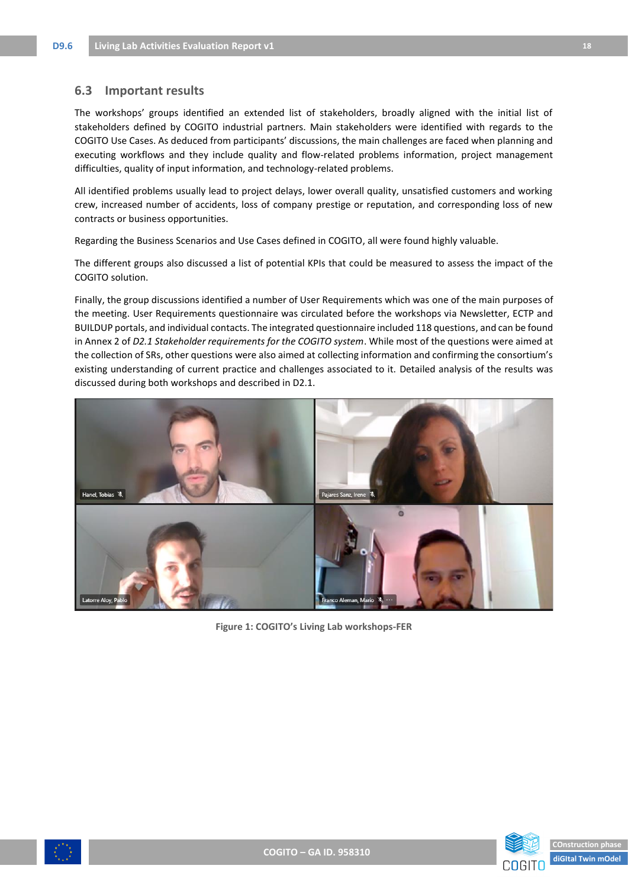## 6.3 Important results

The workshops' groups identified an extended list of stakeholders, broadly aligned with the initial list of stakeholders defined by COGITO industrial partners. Main stakeholders were identified with regards to the COGITO Use Cases. As deduced from participants' discussions, the main challenges are faced when planning and executing workflows and they include quality and flow-related problems information, project management difficulties, quality of input information, and technology-related problems.

All identified problems usually lead to project delays, lower overall quality, unsatisfied customers and working crew, increased number of accidents, loss of company prestige or reputation, and corresponding loss of new contracts or business opportunities.

Regarding the Business Scenarios and Use Cases defined in COGITO, all were found highly valuable.

The different groups also discussed a list of potential KPIs that could be measured to assess the impact of the COGITO solution.

Finally, the group discussions identified a number of User Requirements which was one of the main purposes of the meeting. User Requirements questionnaire was circulated before the workshops via Newsletter, ECTP and BUILDUP portals, and individual contacts. The integrated questionnaire included 118 questions, and can be found in Annex 2 of *D2.1 Stakeholder requirements for the COGITO system*. While most of the questions were aimed at the collection of SRs, other questions were also aimed at collecting information and confirming the consortium's existing understanding of current practice and challenges associated to it. Detailed analysis of the results was discussed during both workshops and described in D2.1.

**Figure 1: COGITO's Living Lab workshops-FER**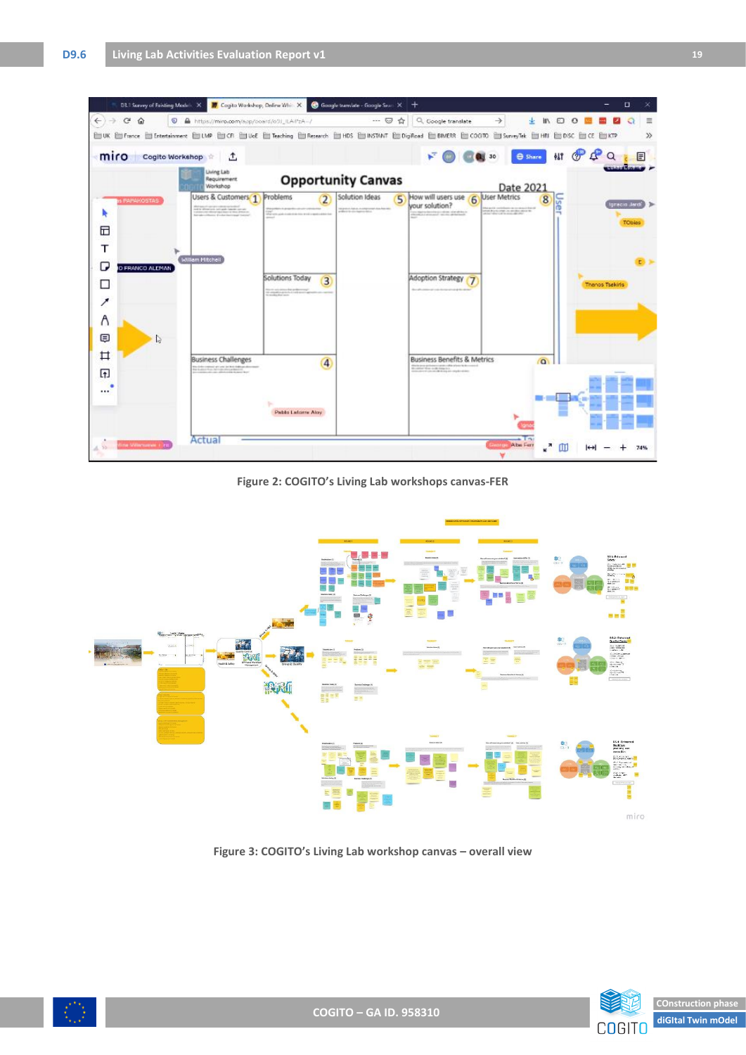Figure 2: COGITO's Living Lab workshops canvas-FER

Figure 3: COGITO's Living Lab workshop canvas – overall view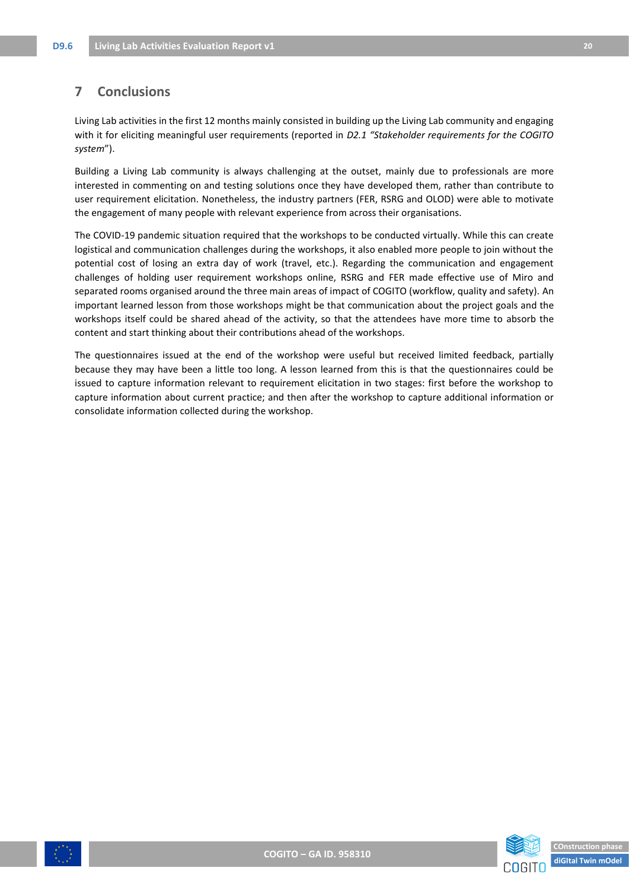# 7 Conclusions

Living Lab activities in the first 12 months mainly consisted in building up the Living Lab community and engaging with it for eliciting meaningful user requirements (reported in *D2.1 "Stakeholder requirements for the COGITO system*").

Building a Living Lab community is always challenging at the outset, mainly due to professionals are more interested in commenting on and testing solutions once they have developed them, rather than contribute to user requirement elicitation. Nonetheless, the industry partners (FER, RSRG and OLOD) were able to motivate the engagement of many people with relevant experience from across their organisations.

The COVID-19 pandemic situation required that the workshops to be conducted virtually. While this can create logistical and communication challenges during the workshops, it also enabled more people to join without the potential cost of losing an extra day of work (travel, etc.). Regarding the communication and engagement challenges of holding user requirement workshops online, RSRG and FER made effective use of Miro and separated rooms organised around the three main areas of impact of COGITO (workflow, quality and safety). An important learned lesson from those workshops might be that communication about the project goals and the workshops itself could be shared ahead of the activity, so that the attendees have more time to absorb the content and start thinking about their contributions ahead of the workshops.

The questionnaires issued at the end of the workshop were useful but received limited feedback, partially because they may have been a little too long. A lesson learned from this is that the questionnaires could be issued to capture information relevant to requirement elicitation in two stages: first before the workshop to capture information about current practice; and then after the workshop to capture additional information or consolidate information collected during the workshop.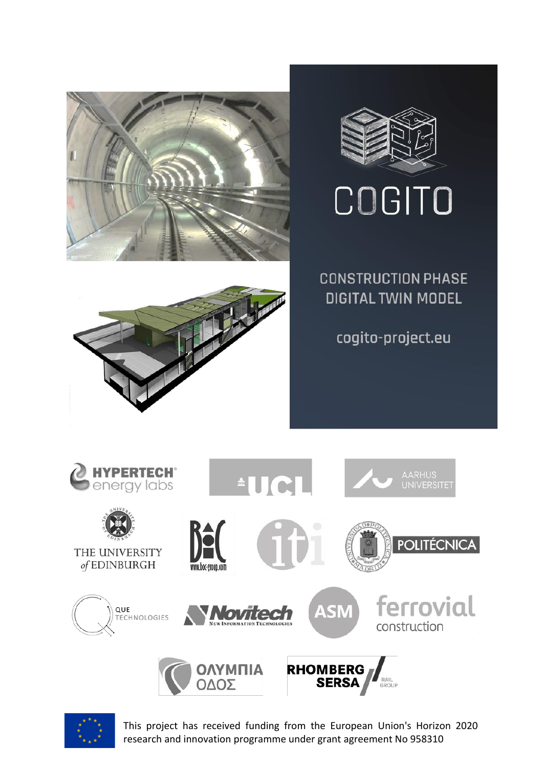COGITO

CONSTRUCTION PHASE DIGITAL TWIN MODEL

cogito-project.eu

This project has received funding from the European Union's Horizon 2020 research and innovation programme under grant agreement No 958310